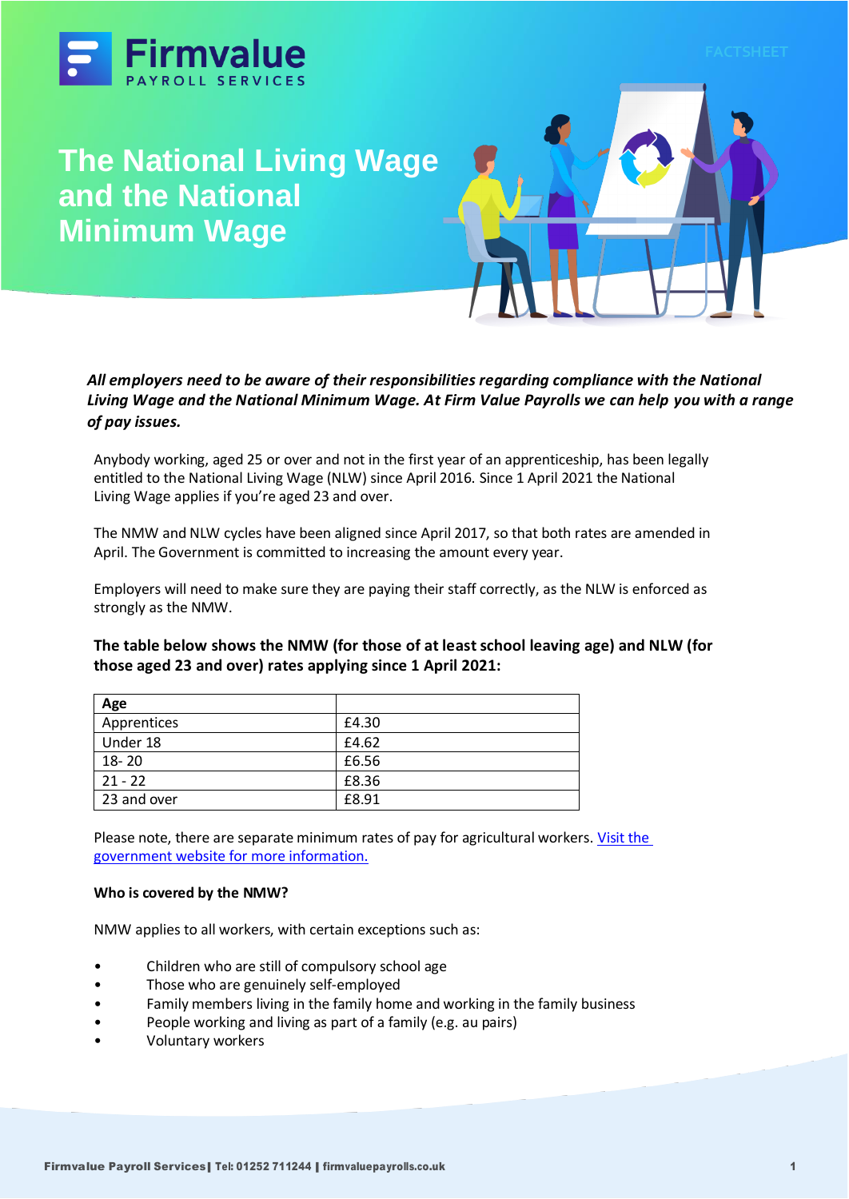Firmvalue
PAYROLL SERVICES

FACTSHEET

# The National Living Wage and the National Minimum Wage

***All employers need to be aware of their responsibilities regarding compliance with the National Living Wage and the National Minimum Wage. At Firm Value Payrolls we can help you with a range of pay issues.***

Anybody working, aged 25 or over and not in the first year of an apprenticeship, has been legally entitled to the National Living Wage (NLW) since April 2016. Since 1 April 2021 the National Living Wage applies if you're aged 23 and over.

The NMW and NLW cycles have been aligned since April 2017, so that both rates are amended in April. The Government is committed to increasing the amount every year.

Employers will need to make sure they are paying their staff correctly, as the NLW is enforced as strongly as the NMW.

**The table below shows the NMW (for those of at least school leaving age) and NLW (for those aged 23 and over) rates applying since 1 April 2021:**

| Age | |
|---|---|
| Apprentices | £4.30 |
| Under 18 | £4.62 |
| 18- 20 | £6.56 |
| 21 - 22 | £8.36 |
| 23 and over | £8.91 |

Please note, there are separate minimum rates of pay for agricultural workers. [Visit the government website for more information.]()

**Who is covered by the NMW?**

NMW applies to all workers, with certain exceptions such as:

- Children who are still of compulsory school age
- Those who are genuinely self-employed
- Family members living in the family home and working in the family business
- People working and living as part of a family (e.g. au pairs)
- Voluntary workers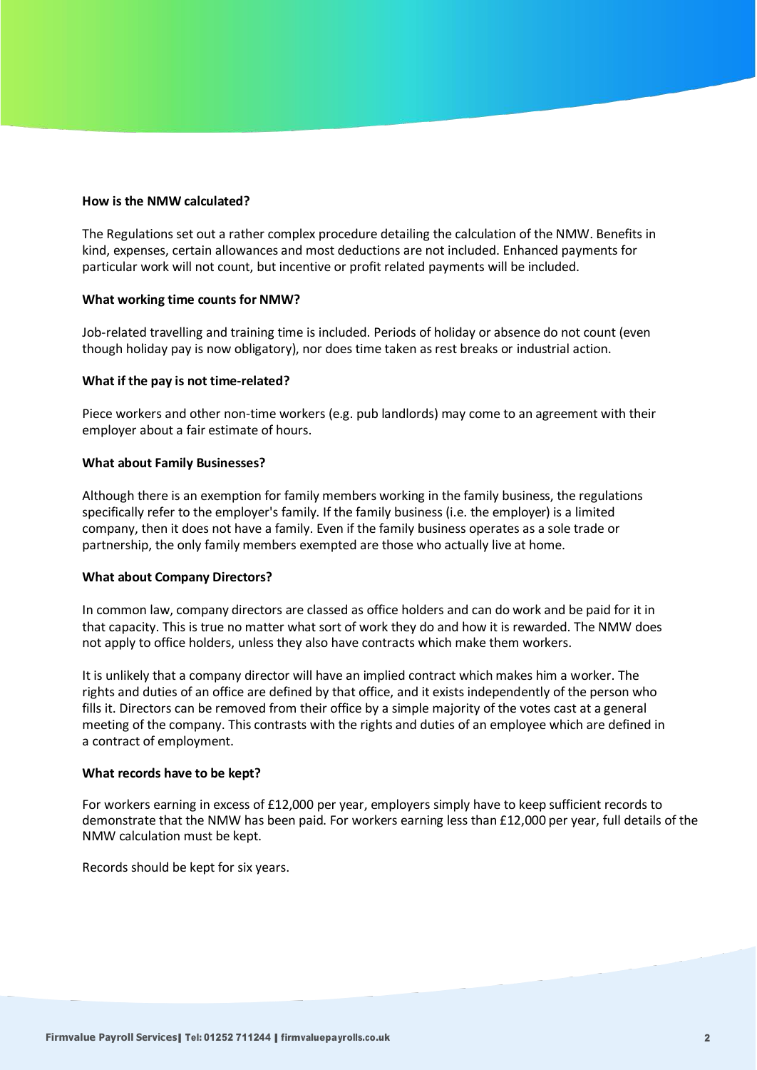**How is the NMW calculated?**

The Regulations set out a rather complex procedure detailing the calculation of the NMW. Benefits in kind, expenses, certain allowances and most deductions are not included. Enhanced payments for particular work will not count, but incentive or profit related payments will be included.

**What working time counts for NMW?**

Job-related travelling and training time is included. Periods of holiday or absence do not count (even though holiday pay is now obligatory), nor does time taken as rest breaks or industrial action.

**What if the pay is not time-related?**

Piece workers and other non-time workers (e.g. pub landlords) may come to an agreement with their employer about a fair estimate of hours.

**What about Family Businesses?**

Although there is an exemption for family members working in the family business, the regulations specifically refer to the employer's family. If the family business (i.e. the employer) is a limited company, then it does not have a family. Even if the family business operates as a sole trade or partnership, the only family members exempted are those who actually live at home.

**What about Company Directors?**

In common law, company directors are classed as office holders and can do work and be paid for it in that capacity. This is true no matter what sort of work they do and how it is rewarded. The NMW does not apply to office holders, unless they also have contracts which make them workers.

It is unlikely that a company director will have an implied contract which makes him a worker. The rights and duties of an office are defined by that office, and it exists independently of the person who fills it. Directors can be removed from their office by a simple majority of the votes cast at a general meeting of the company. This contrasts with the rights and duties of an employee which are defined in a contract of employment.

**What records have to be kept?**

For workers earning in excess of £12,000 per year, employers simply have to keep sufficient records to demonstrate that the NMW has been paid. For workers earning less than £12,000 per year, full details of the NMW calculation must be kept.

Records should be kept for six years.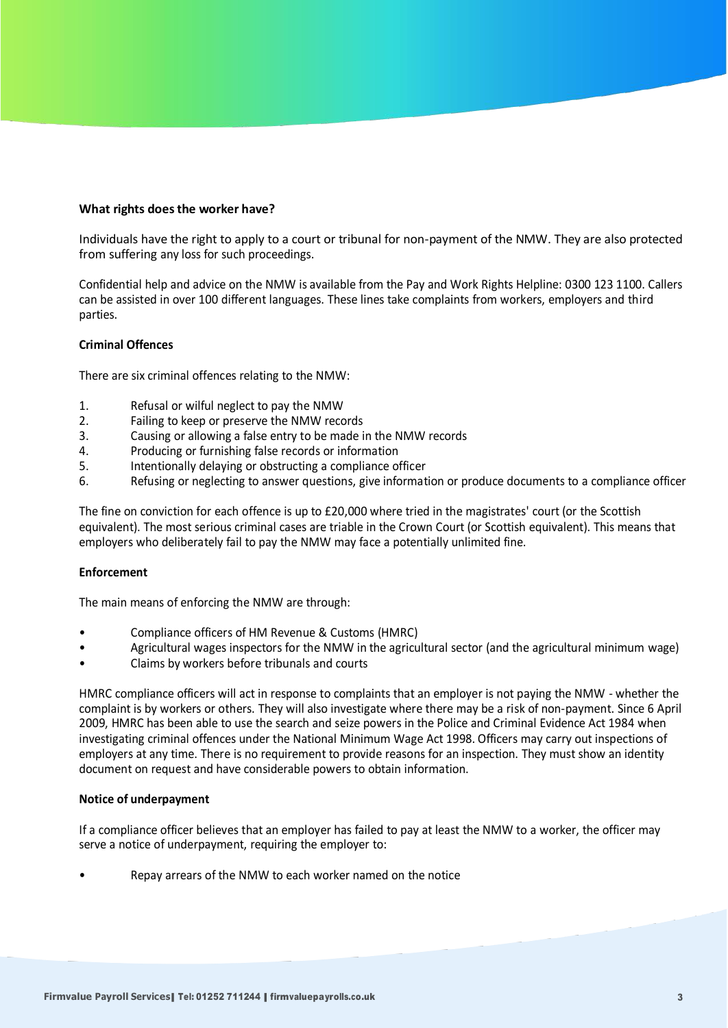**What rights does the worker have?**

Individuals have the right to apply to a court or tribunal for non-payment of the NMW. They are also protected from suffering any loss for such proceedings.

Confidential help and advice on the NMW is available from the Pay and Work Rights Helpline: 0300 123 1100. Callers can be assisted in over 100 different languages. These lines take complaints from workers, employers and third parties.

**Criminal Offences**

There are six criminal offences relating to the NMW:

1. Refusal or wilful neglect to pay the NMW
2. Failing to keep or preserve the NMW records
3. Causing or allowing a false entry to be made in the NMW records
4. Producing or furnishing false records or information
5. Intentionally delaying or obstructing a compliance officer
6. Refusing or neglecting to answer questions, give information or produce documents to a compliance officer

The fine on conviction for each offence is up to £20,000 where tried in the magistrates' court (or the Scottish equivalent). The most serious criminal cases are triable in the Crown Court (or Scottish equivalent). This means that employers who deliberately fail to pay the NMW may face a potentially unlimited fine.

**Enforcement**

The main means of enforcing the NMW are through:

- Compliance officers of HM Revenue & Customs (HMRC)
- Agricultural wages inspectors for the NMW in the agricultural sector (and the agricultural minimum wage)
- Claims by workers before tribunals and courts

HMRC compliance officers will act in response to complaints that an employer is not paying the NMW - whether the complaint is by workers or others. They will also investigate where there may be a risk of non-payment. Since 6 April 2009, HMRC has been able to use the search and seize powers in the Police and Criminal Evidence Act 1984 when investigating criminal offences under the National Minimum Wage Act 1998. Officers may carry out inspections of employers at any time. There is no requirement to provide reasons for an inspection. They must show an identity document on request and have considerable powers to obtain information.

**Notice of underpayment**

If a compliance officer believes that an employer has failed to pay at least the NMW to a worker, the officer may serve a notice of underpayment, requiring the employer to:

- Repay arrears of the NMW to each worker named on the notice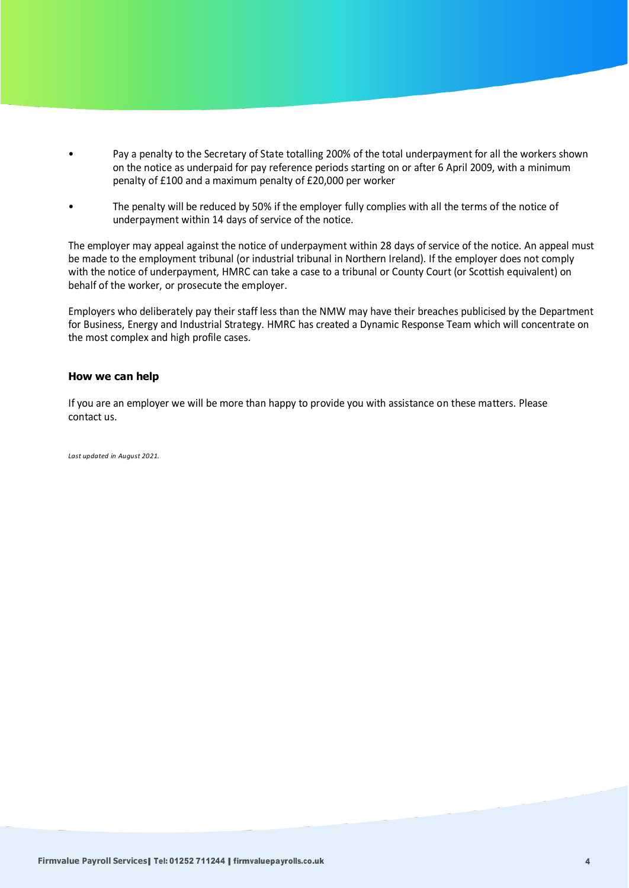- Pay a penalty to the Secretary of State totalling 200% of the total underpayment for all the workers shown on the notice as underpaid for pay reference periods starting on or after 6 April 2009, with a minimum penalty of £100 and a maximum penalty of £20,000 per worker
- The penalty will be reduced by 50% if the employer fully complies with all the terms of the notice of underpayment within 14 days of service of the notice.

The employer may appeal against the notice of underpayment within 28 days of service of the notice. An appeal must be made to the employment tribunal (or industrial tribunal in Northern Ireland). If the employer does not comply with the notice of underpayment, HMRC can take a case to a tribunal or County Court (or Scottish equivalent) on behalf of the worker, or prosecute the employer.

Employers who deliberately pay their staff less than the NMW may have their breaches publicised by the Department for Business, Energy and Industrial Strategy. HMRC has created a Dynamic Response Team which will concentrate on the most complex and high profile cases.

### How we can help

If you are an employer we will be more than happy to provide you with assistance on these matters. Please contact us.

*Last updated in August 2021.*